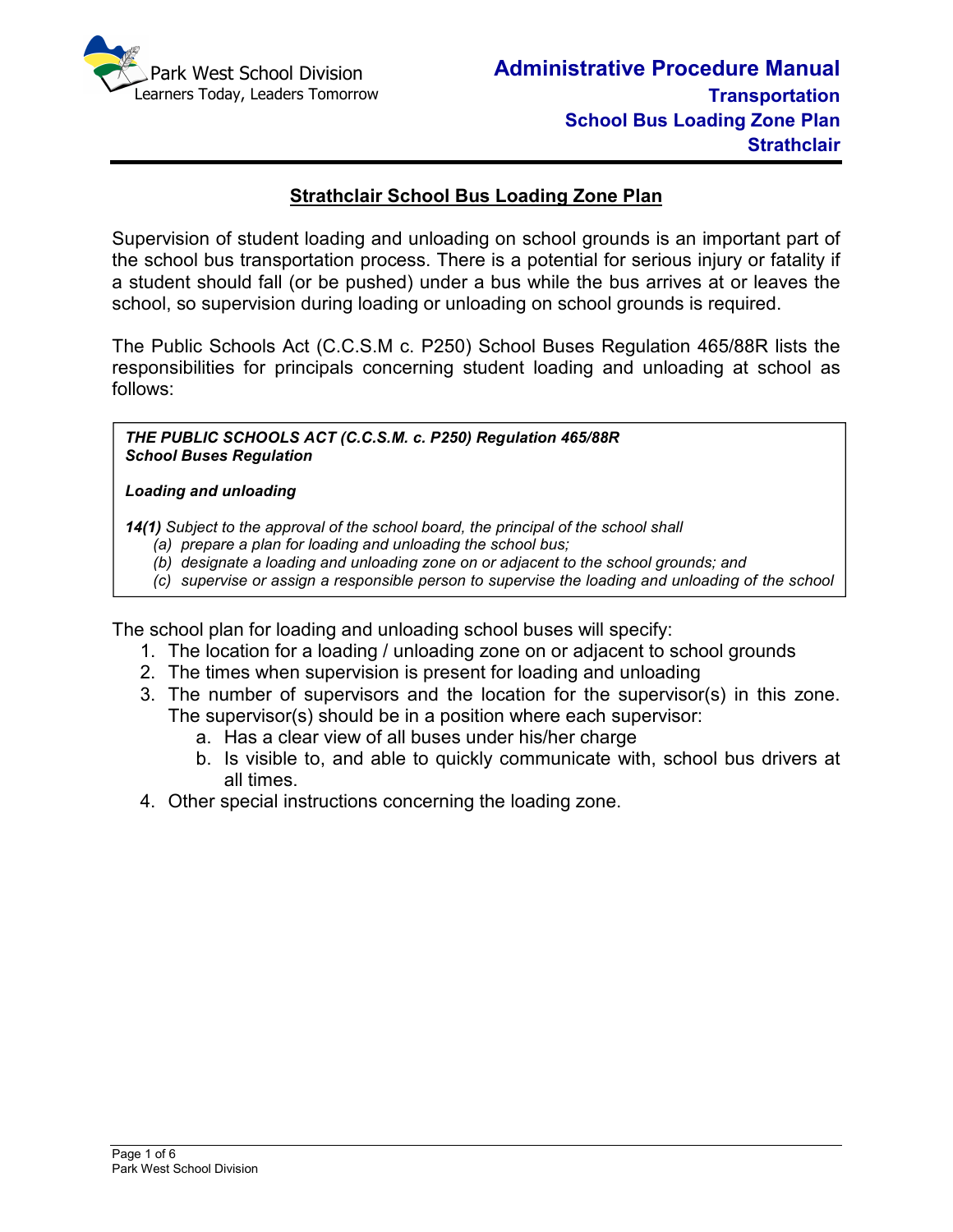# Strathclair School Bus Loading Zone Plan

Supervision of student loading and unloading on school grounds is an important part of the school bus transportation process. There is a potential for serious injury or fatality if a student should fall (or be pushed) under a bus while the bus arrives at or leaves the school, so supervision during loading or unloading on school grounds is required.

The Public Schools Act (C.C.S.M c. P250) School Buses Regulation 465/88R lists the responsibilities for principals concerning student loading and unloading at school as follows:

> ***THE PUBLIC SCHOOLS ACT (C.C.S.M. c. P250) Regulation 465/88R***
> ***School Buses Regulation***
>
> ***Loading and unloading***
>
> ***14(1)*** *Subject to the approval of the school board, the principal of the school shall*
> *(a) prepare a plan for loading and unloading the school bus;*
> *(b) designate a loading and unloading zone on or adjacent to the school grounds; and*
> *(c) supervise or assign a responsible person to supervise the loading and unloading of the school*

The school plan for loading and unloading school buses will specify:

1. The location for a loading / unloading zone on or adjacent to school grounds
2. The times when supervision is present for loading and unloading
3. The number of supervisors and the location for the supervisor(s) in this zone. The supervisor(s) should be in a position where each supervisor:
   a. Has a clear view of all buses under his/her charge
   b. Is visible to, and able to quickly communicate with, school bus drivers at all times.
4. Other special instructions concerning the loading zone.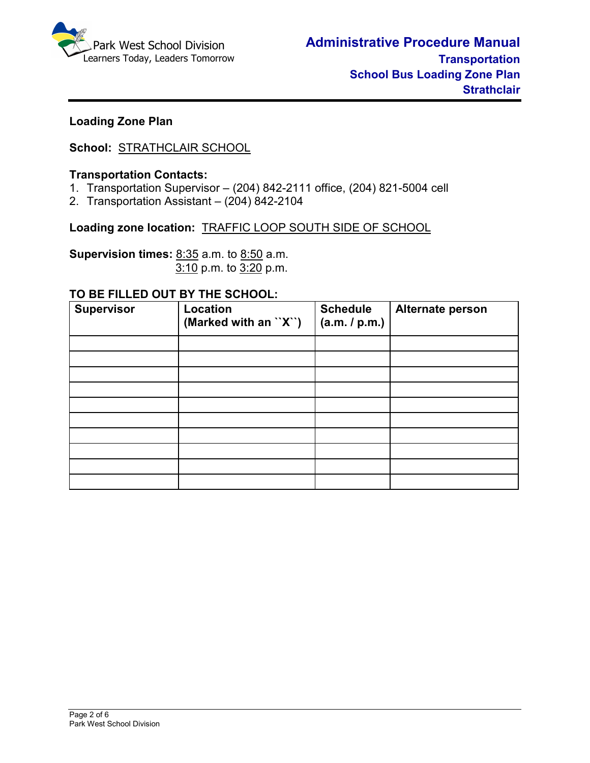**Loading Zone Plan**

**School:** STRATHCLAIR SCHOOL

**Transportation Contacts:**

1. Transportation Supervisor – (204) 842-2111 office, (204) 821-5004 cell
2. Transportation Assistant – (204) 842-2104

**Loading zone location:** TRAFFIC LOOP SOUTH SIDE OF SCHOOL

**Supervision times:** 8:35 a.m. to 8:50 a.m.
3:10 p.m. to 3:20 p.m.

**TO BE FILLED OUT BY THE SCHOOL:**

| Supervisor | Location (Marked with an ``X``) | Schedule (a.m. / p.m.) | Alternate person |
|---|---|---|---|
| | | | |
| | | | |
| | | | |
| | | | |
| | | | |
| | | | |
| | | | |
| | | | |
| | | | |
| | | | |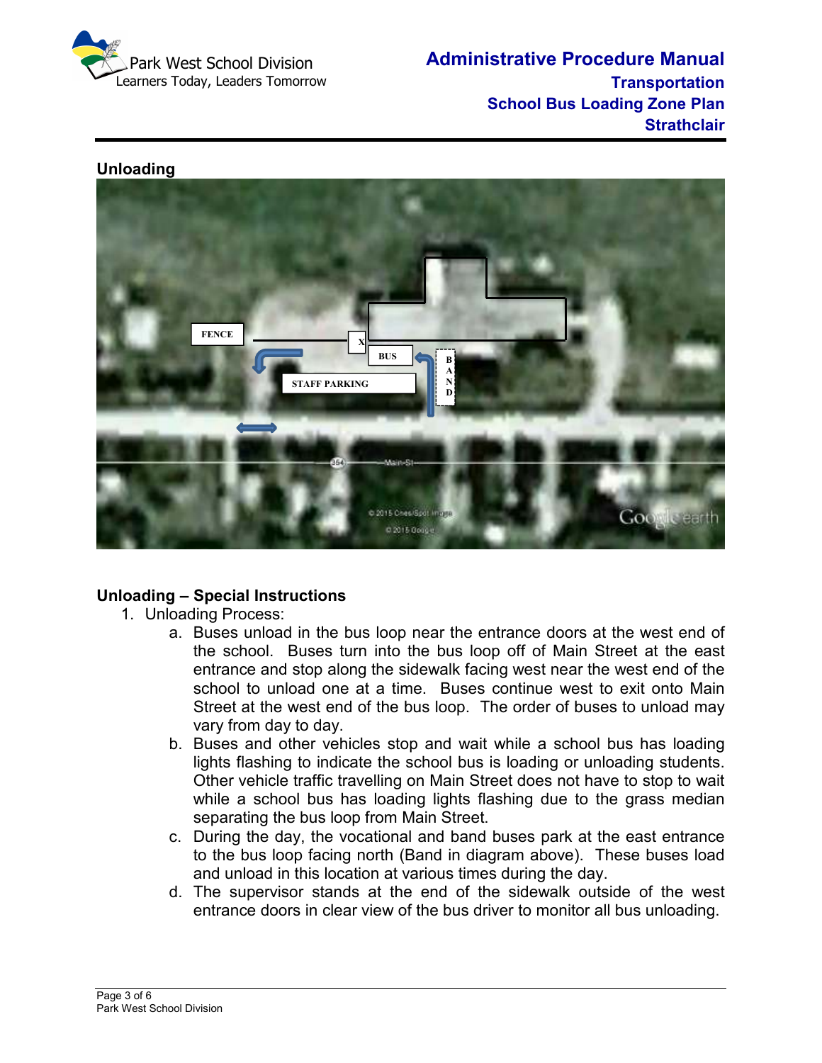## Unloading

## Unloading – Special Instructions

1. Unloading Process:
   a. Buses unload in the bus loop near the entrance doors at the west end of the school. Buses turn into the bus loop off of Main Street at the east entrance and stop along the sidewalk facing west near the west end of the school to unload one at a time. Buses continue west to exit onto Main Street at the west end of the bus loop. The order of buses to unload may vary from day to day.
   b. Buses and other vehicles stop and wait while a school bus has loading lights flashing to indicate the school bus is loading or unloading students. Other vehicle traffic travelling on Main Street does not have to stop to wait while a school bus has loading lights flashing due to the grass median separating the bus loop from Main Street.
   c. During the day, the vocational and band buses park at the east entrance to the bus loop facing north (Band in diagram above). These buses load and unload in this location at various times during the day.
   d. The supervisor stands at the end of the sidewalk outside of the west entrance doors in clear view of the bus driver to monitor all bus unloading.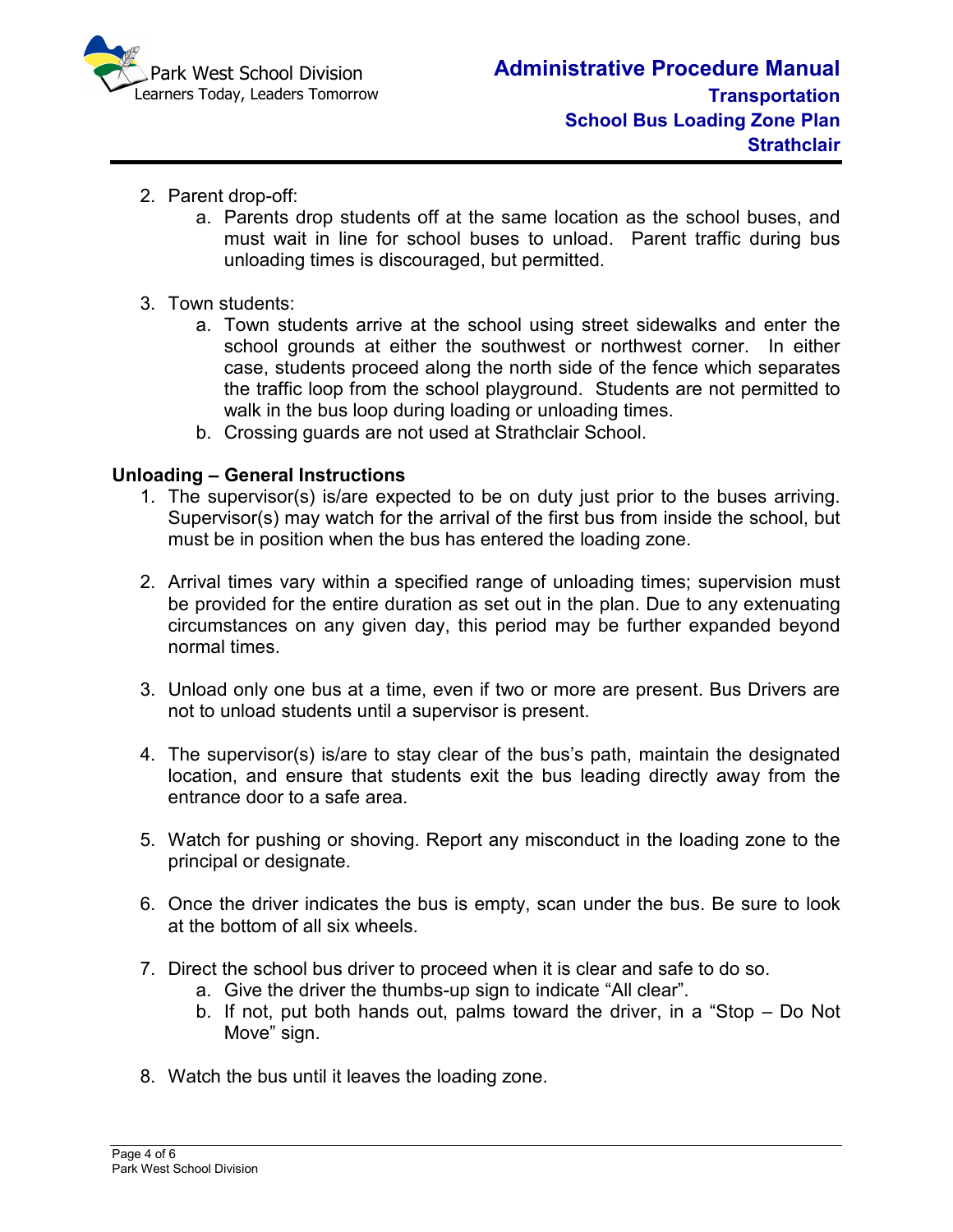2. Parent drop-off:
    a. Parents drop students off at the same location as the school buses, and must wait in line for school buses to unload. Parent traffic during bus unloading times is discouraged, but permitted.

3. Town students:
    a. Town students arrive at the school using street sidewalks and enter the school grounds at either the southwest or northwest corner. In either case, students proceed along the north side of the fence which separates the traffic loop from the school playground. Students are not permitted to walk in the bus loop during loading or unloading times.
    b. Crossing guards are not used at Strathclair School.

**Unloading – General Instructions**

1. The supervisor(s) is/are expected to be on duty just prior to the buses arriving. Supervisor(s) may watch for the arrival of the first bus from inside the school, but must be in position when the bus has entered the loading zone.

2. Arrival times vary within a specified range of unloading times; supervision must be provided for the entire duration as set out in the plan. Due to any extenuating circumstances on any given day, this period may be further expanded beyond normal times.

3. Unload only one bus at a time, even if two or more are present. Bus Drivers are not to unload students until a supervisor is present.

4. The supervisor(s) is/are to stay clear of the bus's path, maintain the designated location, and ensure that students exit the bus leading directly away from the entrance door to a safe area.

5. Watch for pushing or shoving. Report any misconduct in the loading zone to the principal or designate.

6. Once the driver indicates the bus is empty, scan under the bus. Be sure to look at the bottom of all six wheels.

7. Direct the school bus driver to proceed when it is clear and safe to do so.
    a. Give the driver the thumbs-up sign to indicate "All clear".
    b. If not, put both hands out, palms toward the driver, in a "Stop – Do Not Move" sign.

8. Watch the bus until it leaves the loading zone.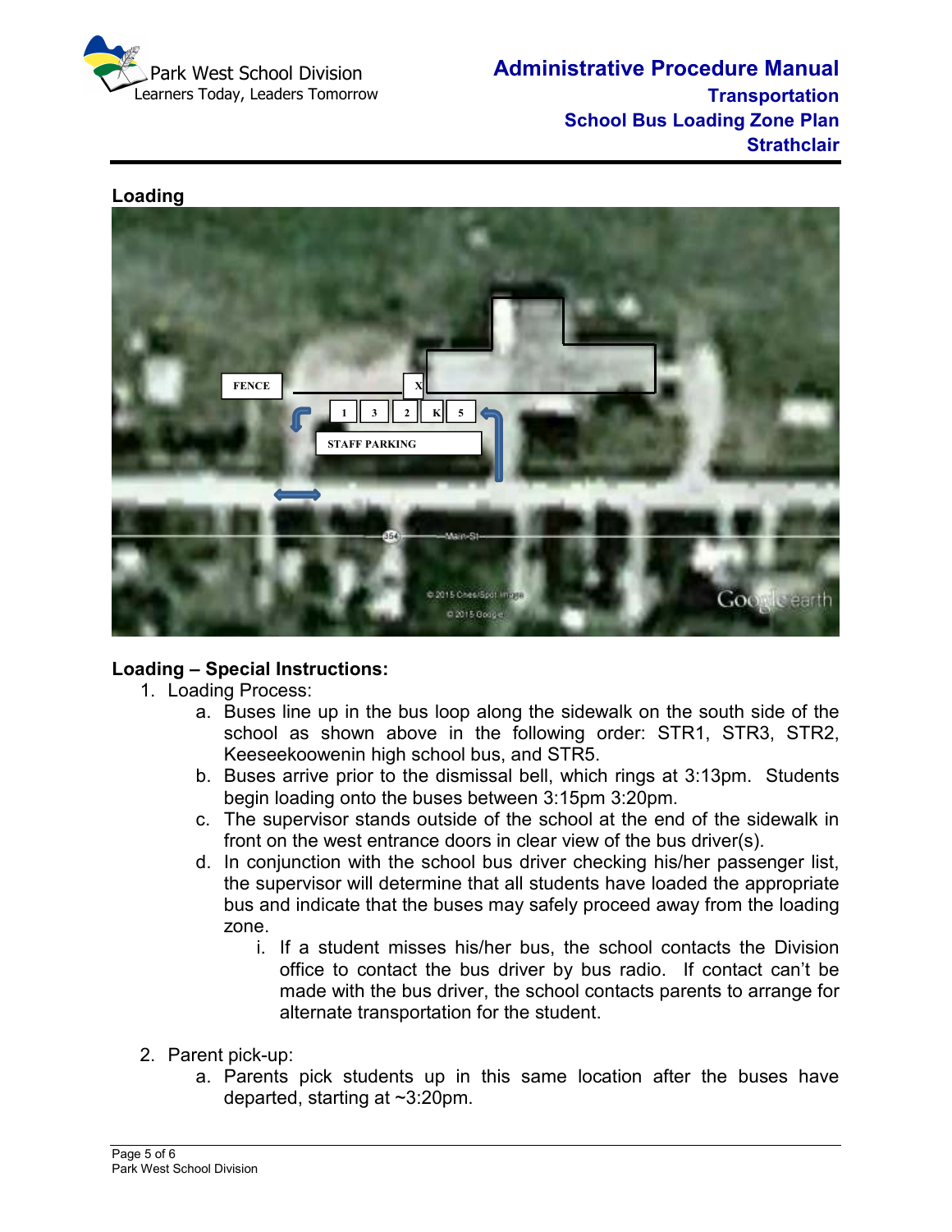## Loading

## Loading – Special Instructions:

1. Loading Process:
   a. Buses line up in the bus loop along the sidewalk on the south side of the school as shown above in the following order: STR1, STR3, STR2, Keeseekoowenin high school bus, and STR5.
   b. Buses arrive prior to the dismissal bell, which rings at 3:13pm. Students begin loading onto the buses between 3:15pm 3:20pm.
   c. The supervisor stands outside of the school at the end of the sidewalk in front on the west entrance doors in clear view of the bus driver(s).
   d. In conjunction with the school bus driver checking his/her passenger list, the supervisor will determine that all students have loaded the appropriate bus and indicate that the buses may safely proceed away from the loading zone.
      i. If a student misses his/her bus, the school contacts the Division office to contact the bus driver by bus radio. If contact can't be made with the bus driver, the school contacts parents to arrange for alternate transportation for the student.

2. Parent pick-up:
   a. Parents pick students up in this same location after the buses have departed, starting at ~3:20pm.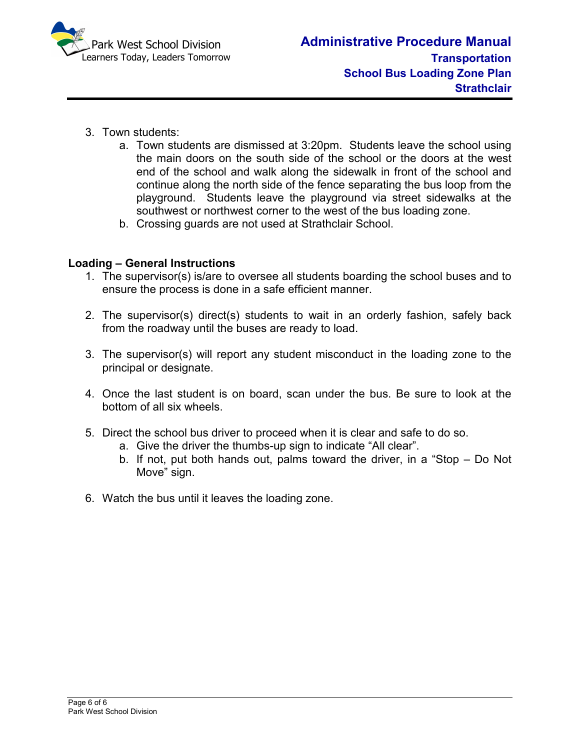3. Town students:
    a. Town students are dismissed at 3:20pm. Students leave the school using the main doors on the south side of the school or the doors at the west end of the school and walk along the sidewalk in front of the school and continue along the north side of the fence separating the bus loop from the playground. Students leave the playground via street sidewalks at the southwest or northwest corner to the west of the bus loading zone.
    b. Crossing guards are not used at Strathclair School.

**Loading – General Instructions**

1. The supervisor(s) is/are to oversee all students boarding the school buses and to ensure the process is done in a safe efficient manner.

2. The supervisor(s) direct(s) students to wait in an orderly fashion, safely back from the roadway until the buses are ready to load.

3. The supervisor(s) will report any student misconduct in the loading zone to the principal or designate.

4. Once the last student is on board, scan under the bus. Be sure to look at the bottom of all six wheels.

5. Direct the school bus driver to proceed when it is clear and safe to do so.
    a. Give the driver the thumbs-up sign to indicate "All clear".
    b. If not, put both hands out, palms toward the driver, in a "Stop – Do Not Move" sign.

6. Watch the bus until it leaves the loading zone.